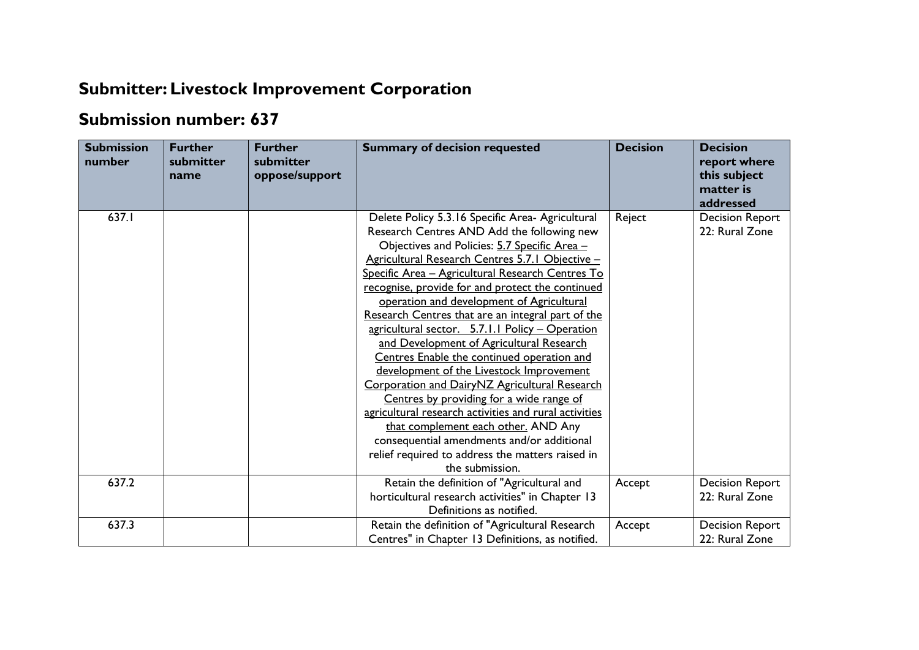## Submitter: Livestock Improvement Corporation

## Submission number: 637

| Submission number | Further submitter name | Further submitter oppose/support | Summary of decision requested | Decision | Decision report where this subject matter is addressed |
|---|---|---|---|---|---|
| 637.1 | | | Delete Policy 5.3.16 Specific Area- Agricultural Research Centres AND Add the following new Objectives and Policies: 5.7 Specific Area – Agricultural Research Centres 5.7.1 Objective – Specific Area – Agricultural Research Centres To recognise, provide for and protect the continued operation and development of Agricultural Research Centres that are an integral part of the agricultural sector. 5.7.1.1 Policy – Operation and Development of Agricultural Research Centres Enable the continued operation and development of the Livestock Improvement Corporation and DairyNZ Agricultural Research Centres by providing for a wide range of agricultural research activities and rural activities that complement each other. AND Any consequential amendments and/or additional relief required to address the matters raised in the submission. | Reject | Decision Report 22: Rural Zone |
| 637.2 | | | Retain the definition of "Agricultural and horticultural research activities" in Chapter 13 Definitions as notified. | Accept | Decision Report 22: Rural Zone |
| 637.3 | | | Retain the definition of "Agricultural Research Centres" in Chapter 13 Definitions, as notified. | Accept | Decision Report 22: Rural Zone |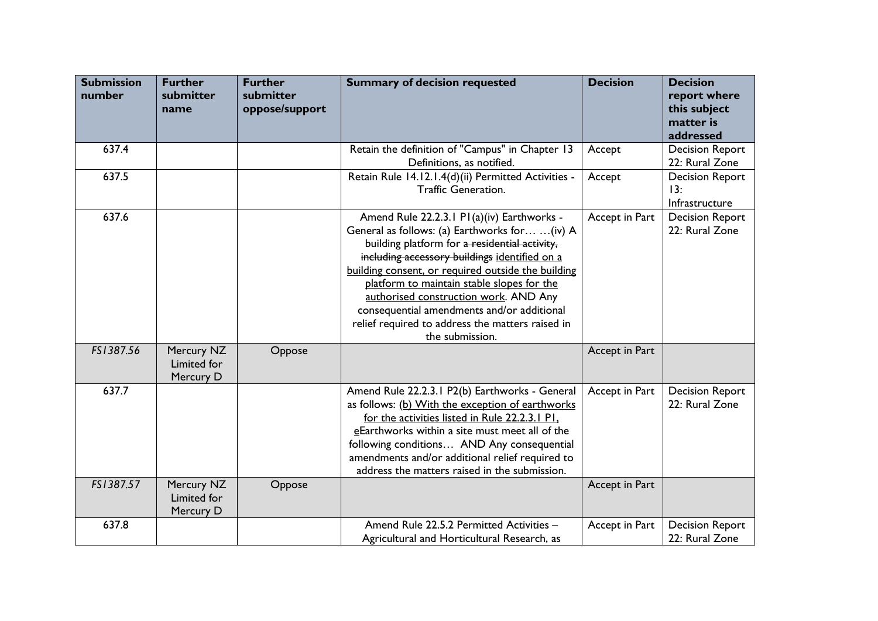| Submission number | Further submitter name | Further submitter oppose/support | Summary of decision requested | Decision | Decision report where this subject matter is addressed |
|---|---|---|---|---|---|
| 637.4 | | | Retain the definition of "Campus" in Chapter 13 Definitions, as notified. | Accept | Decision Report 22: Rural Zone |
| 637.5 | | | Retain Rule 14.12.1.4(d)(ii) Permitted Activities - Traffic Generation. | Accept | Decision Report 13: Infrastructure |
| 637.6 | | | Amend Rule 22.2.3.1 P1(a)(iv) Earthworks - General as follows: (a) Earthworks for… …(iv) A building platform for ~~a residential activity, including accessory buildings~~ <u>identified on a building consent, or required outside the building platform to maintain stable slopes for the authorised construction work</u>. AND Any consequential amendments and/or additional relief required to address the matters raised in the submission. | Accept in Part | Decision Report 22: Rural Zone |
| *FS1387.56* | Mercury NZ Limited for Mercury D | Oppose | | Accept in Part | |
| 637.7 | | | Amend Rule 22.2.3.1 P2(b) Earthworks - General as follows: <u>(b) With the exception of earthworks for the activities listed in Rule 22.2.3.1 P1, e</u>~~E~~arthworks within a site must meet all of the following conditions… AND Any consequential amendments and/or additional relief required to address the matters raised in the submission. | Accept in Part | Decision Report 22: Rural Zone |
| *FS1387.57* | Mercury NZ Limited for Mercury D | Oppose | | Accept in Part | |
| 637.8 | | | Amend Rule 22.5.2 Permitted Activities – Agricultural and Horticultural Research, as | Accept in Part | Decision Report 22: Rural Zone |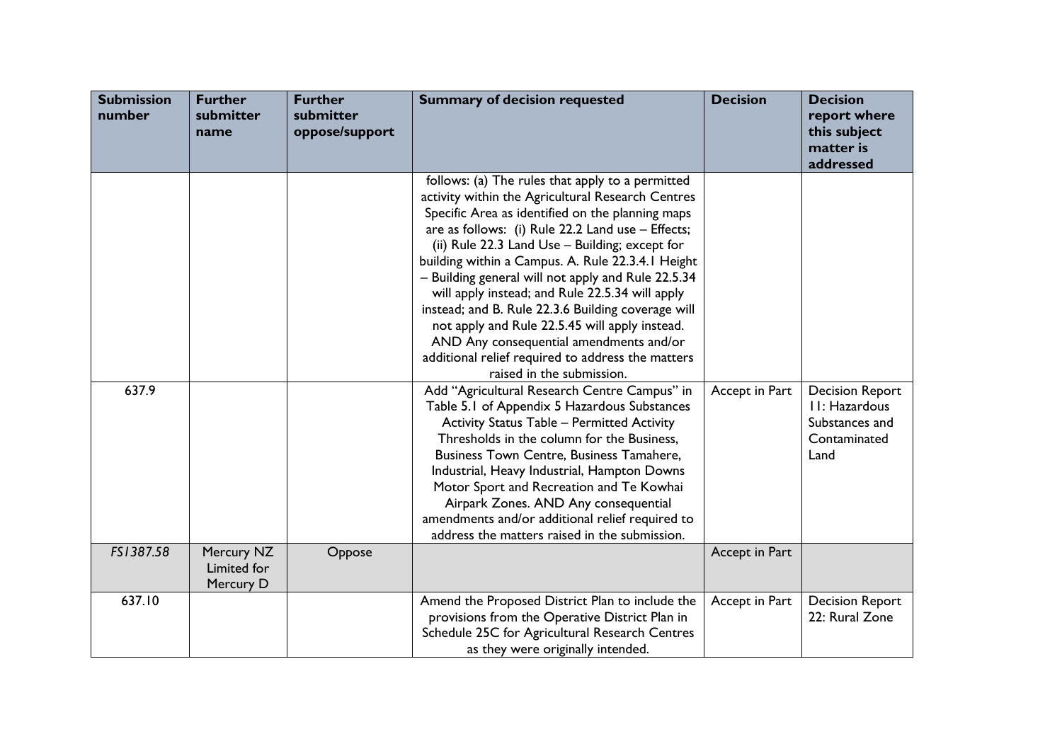| Submission number | Further submitter name | Further submitter oppose/support | Summary of decision requested | Decision | Decision report where this subject matter is addressed |
|---|---|---|---|---|---|
| | | | follows: (a) The rules that apply to a permitted activity within the Agricultural Research Centres Specific Area as identified on the planning maps are as follows: (i) Rule 22.2 Land use – Effects; (ii) Rule 22.3 Land Use – Building; except for building within a Campus. A. Rule 22.3.4.1 Height – Building general will not apply and Rule 22.5.34 will apply instead; and Rule 22.5.34 will apply instead; and B. Rule 22.3.6 Building coverage will not apply and Rule 22.5.45 will apply instead. AND Any consequential amendments and/or additional relief required to address the matters raised in the submission. | | |
| 637.9 | | | Add "Agricultural Research Centre Campus" in Table 5.1 of Appendix 5 Hazardous Substances Activity Status Table – Permitted Activity Thresholds in the column for the Business, Business Town Centre, Business Tamahere, Industrial, Heavy Industrial, Hampton Downs Motor Sport and Recreation and Te Kowhai Airpark Zones. AND Any consequential amendments and/or additional relief required to address the matters raised in the submission. | Accept in Part | Decision Report 11: Hazardous Substances and Contaminated Land |
| *FS1387.58* | Mercury NZ Limited for Mercury D | Oppose | | Accept in Part | |
| 637.10 | | | Amend the Proposed District Plan to include the provisions from the Operative District Plan in Schedule 25C for Agricultural Research Centres as they were originally intended. | Accept in Part | Decision Report 22: Rural Zone |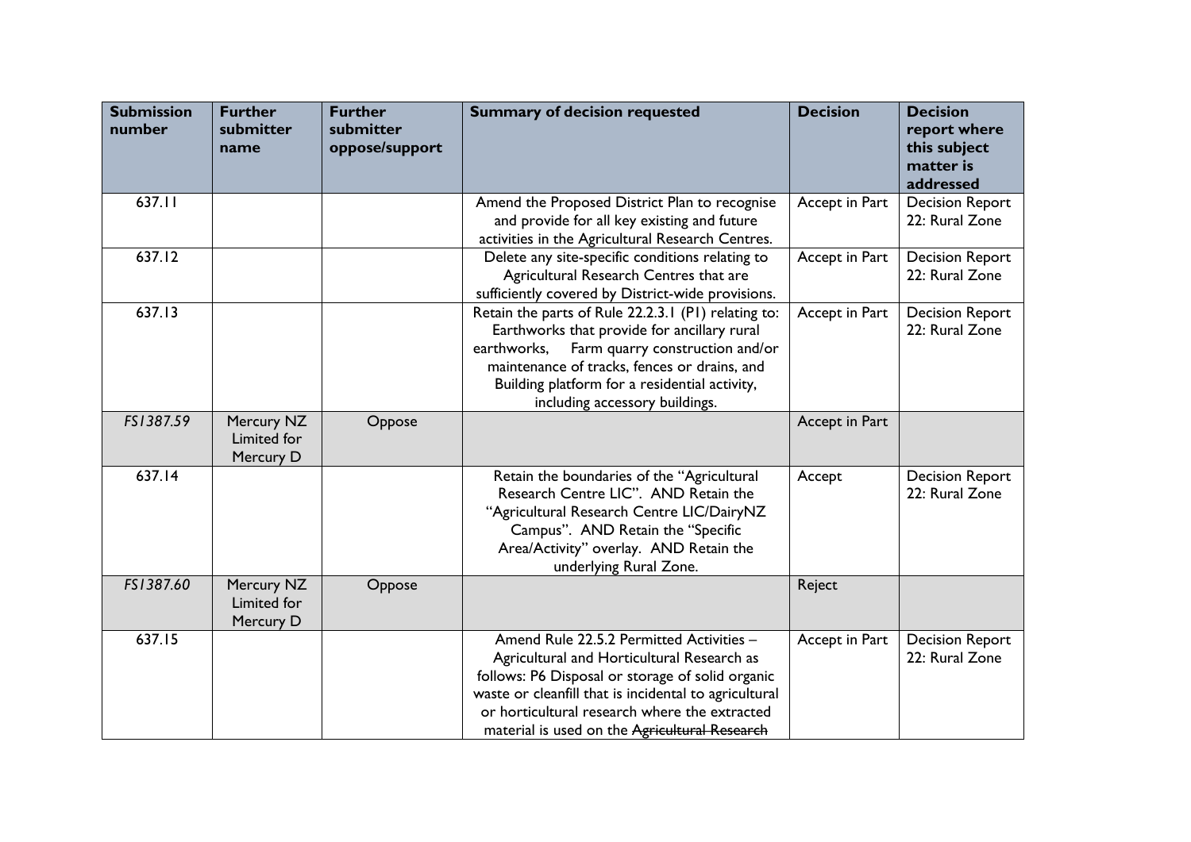| Submission number | Further submitter name | Further submitter oppose/support | Summary of decision requested | Decision | Decision report where this subject matter is addressed |
|---|---|---|---|---|---|
| 637.11 | | | Amend the Proposed District Plan to recognise and provide for all key existing and future activities in the Agricultural Research Centres. | Accept in Part | Decision Report 22: Rural Zone |
| 637.12 | | | Delete any site-specific conditions relating to Agricultural Research Centres that are sufficiently covered by District-wide provisions. | Accept in Part | Decision Report 22: Rural Zone |
| 637.13 | | | Retain the parts of Rule 22.2.3.1 (P1) relating to: Earthworks that provide for ancillary rural earthworks, Farm quarry construction and/or maintenance of tracks, fences or drains, and Building platform for a residential activity, including accessory buildings. | Accept in Part | Decision Report 22: Rural Zone |
| *FS1387.59* | Mercury NZ Limited for Mercury D | Oppose | | Accept in Part | |
| 637.14 | | | Retain the boundaries of the "Agricultural Research Centre LIC". AND Retain the "Agricultural Research Centre LIC/DairyNZ Campus". AND Retain the "Specific Area/Activity" overlay. AND Retain the underlying Rural Zone. | Accept | Decision Report 22: Rural Zone |
| *FS1387.60* | Mercury NZ Limited for Mercury D | Oppose | | Reject | |
| 637.15 | | | Amend Rule 22.5.2 Permitted Activities – Agricultural and Horticultural Research as follows: P6 Disposal or storage of solid organic waste or cleanfill that is incidental to agricultural or horticultural research where the extracted material is used on the ~~Agricultural Research~~ | Accept in Part | Decision Report 22: Rural Zone |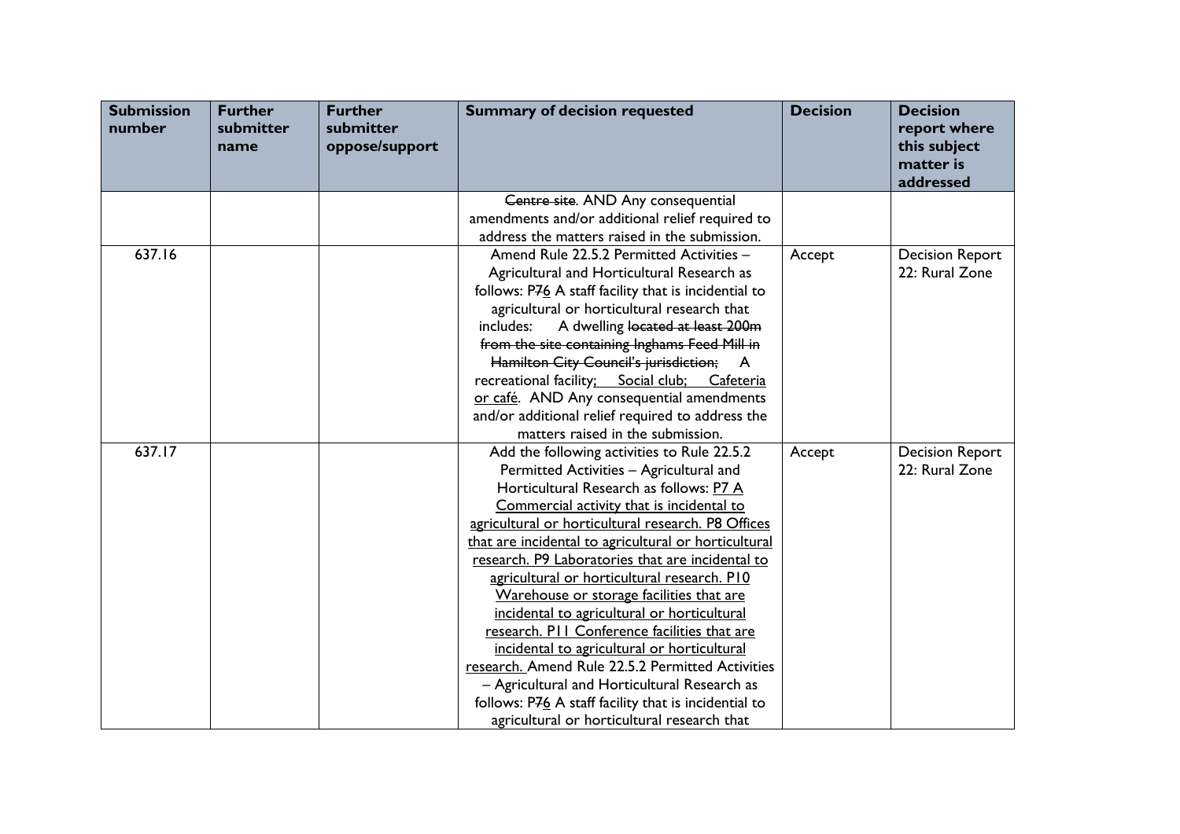| Submission number | Further submitter name | Further submitter oppose/support | Summary of decision requested | Decision | Decision report where this subject matter is addressed |
|---|---|---|---|---|---|
| | | | ~~Centre site~~. AND Any consequential amendments and/or additional relief required to address the matters raised in the submission. | | |
| 637.16 | | | Amend Rule 22.5.2 Permitted Activities – Agricultural and Horticultural Research as follows: P~~7~~<u>6</u> A staff facility that is incidental to agricultural or horticultural research that includes: A dwelling ~~located at least 200m from the site containing Inghams Feed Mill in Hamilton City Council's jurisdiction;~~ A recreational facility<u>; Social club; Cafeteria or café</u>. AND Any consequential amendments and/or additional relief required to address the matters raised in the submission. | Accept | Decision Report 22: Rural Zone |
| 637.17 | | | Add the following activities to Rule 22.5.2 Permitted Activities – Agricultural and Horticultural Research as follows: <u>P7 A Commercial activity that is incidental to agricultural or horticultural research. P8 Offices that are incidental to agricultural or horticultural research. P9 Laboratories that are incidental to agricultural or horticultural research. P10 Warehouse or storage facilities that are incidental to agricultural or horticultural research. P11 Conference facilities that are incidental to agricultural or horticultural research.</u> Amend Rule 22.5.2 Permitted Activities – Agricultural and Horticultural Research as follows: P~~7~~<u>6</u> A staff facility that is incidental to agricultural or horticultural research that | Accept | Decision Report 22: Rural Zone |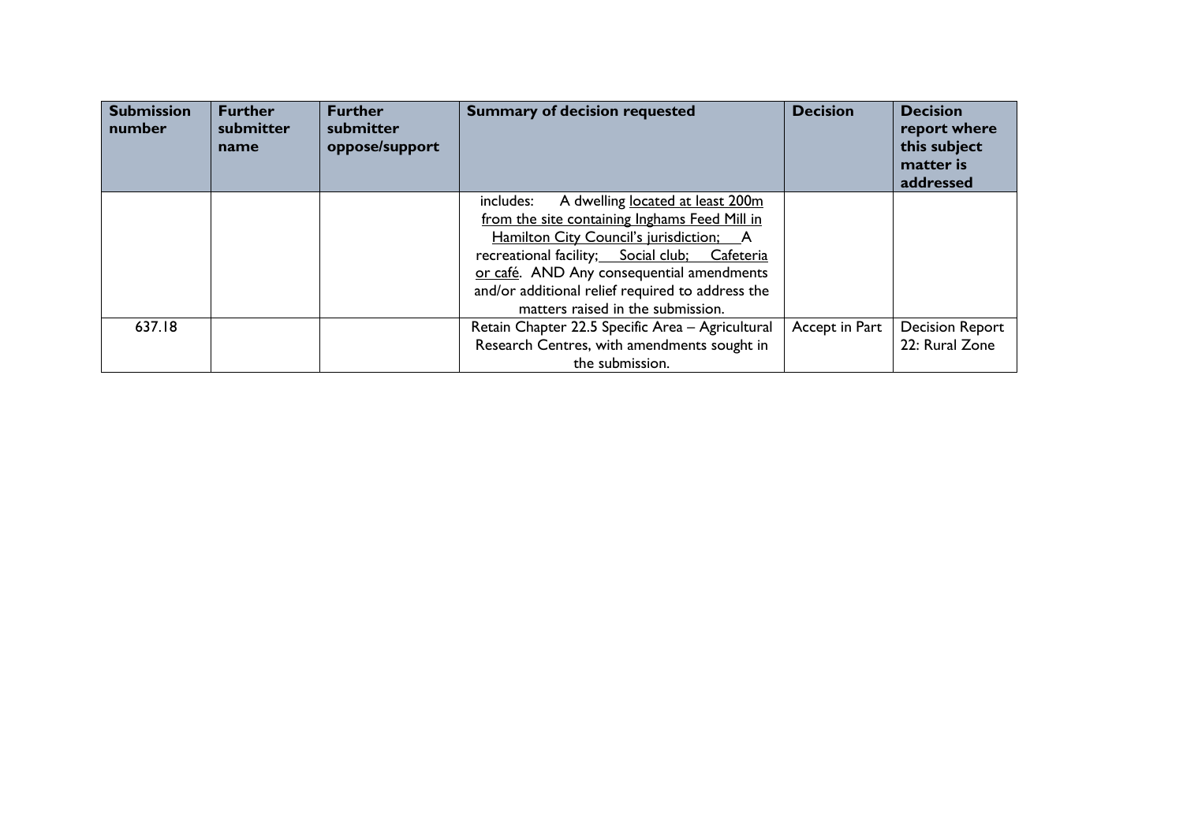| Submission number | Further submitter name | Further submitter oppose/support | Summary of decision requested | Decision | Decision report where this subject matter is addressed |
|---|---|---|---|---|---|
| | | | includes: A dwelling located at least 200m from the site containing Inghams Feed Mill in Hamilton City Council's jurisdiction; A recreational facility; Social club; Cafeteria or café. AND Any consequential amendments and/or additional relief required to address the matters raised in the submission. | | |
| 637.18 | | | Retain Chapter 22.5 Specific Area – Agricultural Research Centres, with amendments sought in the submission. | Accept in Part | Decision Report 22: Rural Zone |